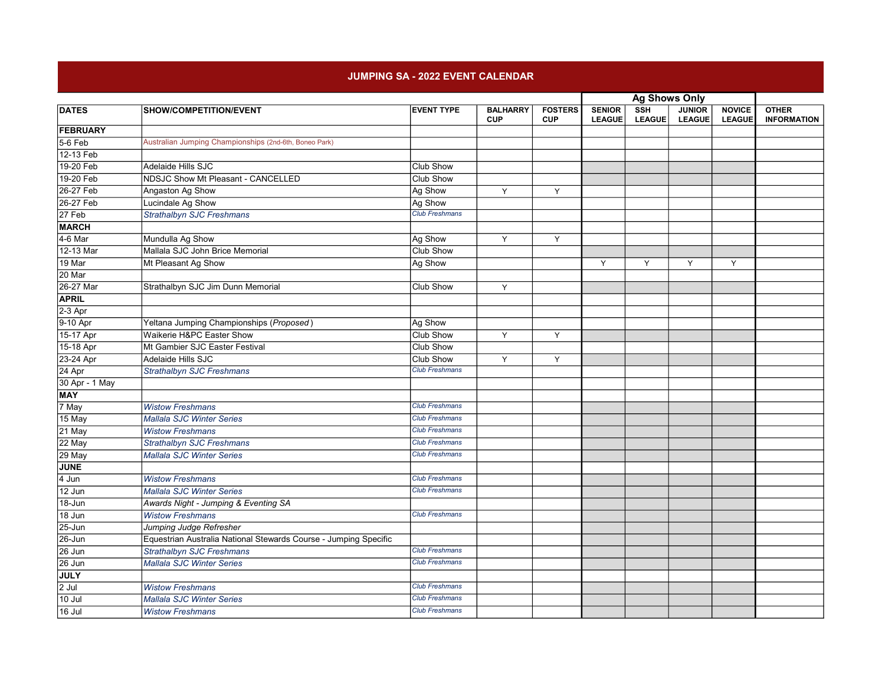# JUMPING SA - 2022 EVENT CALENDAR

| DATES | SHOW/COMPETITION/EVENT | EVENT TYPE | BALHARRY CUP | FOSTERS CUP | Ag Shows Only | | | | OTHER INFORMATION |
|---|---|---|---|---|---|---|---|---|---|
| | | | | | SENIOR LEAGUE | SSH LEAGUE | JUNIOR LEAGUE | NOVICE LEAGUE | |
| **FEBRUARY** | | | | | | | | | |
| 5-6 Feb | Australian Jumping Championships (2nd-6th, Boneo Park) | | | | | | | | |
| 12-13 Feb | | | | | | | | | |
| 19-20 Feb | Adelaide Hills SJC | Club Show | | | | | | | |
| 19-20 Feb | NDSJC Show Mt Pleasant - CANCELLED | Club Show | | | | | | | |
| 26-27 Feb | Angaston Ag Show | Ag Show | Y | Y | | | | | |
| 26-27 Feb | Lucindale Ag Show | Ag Show | | | | | | | |
| 27 Feb | *Strathalbyn SJC Freshmans* | *Club Freshmans* | | | | | | | |
| **MARCH** | | | | | | | | | |
| 4-6 Mar | Mundulla Ag Show | Ag Show | Y | Y | | | | | |
| 12-13 Mar | Mallala SJC John Brice Memorial | Club Show | | | | | | | |
| 19 Mar | Mt Pleasant Ag Show | Ag Show | | | Y | Y | Y | Y | |
| 20 Mar | | | | | | | | | |
| 26-27 Mar | Strathalbyn SJC Jim Dunn Memorial | Club Show | Y | | | | | | |
| **APRIL** | | | | | | | | | |
| 2-3 Apr | | | | | | | | | |
| 9-10 Apr | Yeltana Jumping Championships (*Proposed*) | Ag Show | | | | | | | |
| 15-17 Apr | Waikerie H&PC Easter Show | Club Show | Y | Y | | | | | |
| 15-18 Apr | Mt Gambier SJC Easter Festival | Club Show | | | | | | | |
| 23-24 Apr | Adelaide Hills SJC | Club Show | Y | Y | | | | | |
| 24 Apr | *Strathalbyn SJC Freshmans* | *Club Freshmans* | | | | | | | |
| 30 Apr - 1 May | | | | | | | | | |
| **MAY** | | | | | | | | | |
| 7 May | *Wistow Freshmans* | *Club Freshmans* | | | | | | | |
| 15 May | *Mallala SJC Winter Series* | *Club Freshmans* | | | | | | | |
| 21 May | *Wistow Freshmans* | *Club Freshmans* | | | | | | | |
| 22 May | *Strathalbyn SJC Freshmans* | *Club Freshmans* | | | | | | | |
| 29 May | *Mallala SJC Winter Series* | *Club Freshmans* | | | | | | | |
| **JUNE** | | | | | | | | | |
| 4 Jun | *Wistow Freshmans* | *Club Freshmans* | | | | | | | |
| 12 Jun | *Mallala SJC Winter Series* | *Club Freshmans* | | | | | | | |
| 18-Jun | *Awards Night - Jumping & Eventing SA* | | | | | | | | |
| 18 Jun | *Wistow Freshmans* | *Club Freshmans* | | | | | | | |
| 25-Jun | *Jumping Judge Refresher* | | | | | | | | |
| 26-Jun | Equestrian Australia National Stewards Course - Jumping Specific | | | | | | | | |
| 26 Jun | *Strathalbyn SJC Freshmans* | *Club Freshmans* | | | | | | | |
| 26 Jun | *Mallala SJC Winter Series* | *Club Freshmans* | | | | | | | |
| **JULY** | | | | | | | | | |
| 2 Jul | *Wistow Freshmans* | *Club Freshmans* | | | | | | | |
| 10 Jul | *Mallala SJC Winter Series* | *Club Freshmans* | | | | | | | |
| 16 Jul | *Wistow Freshmans* | *Club Freshmans* | | | | | | | |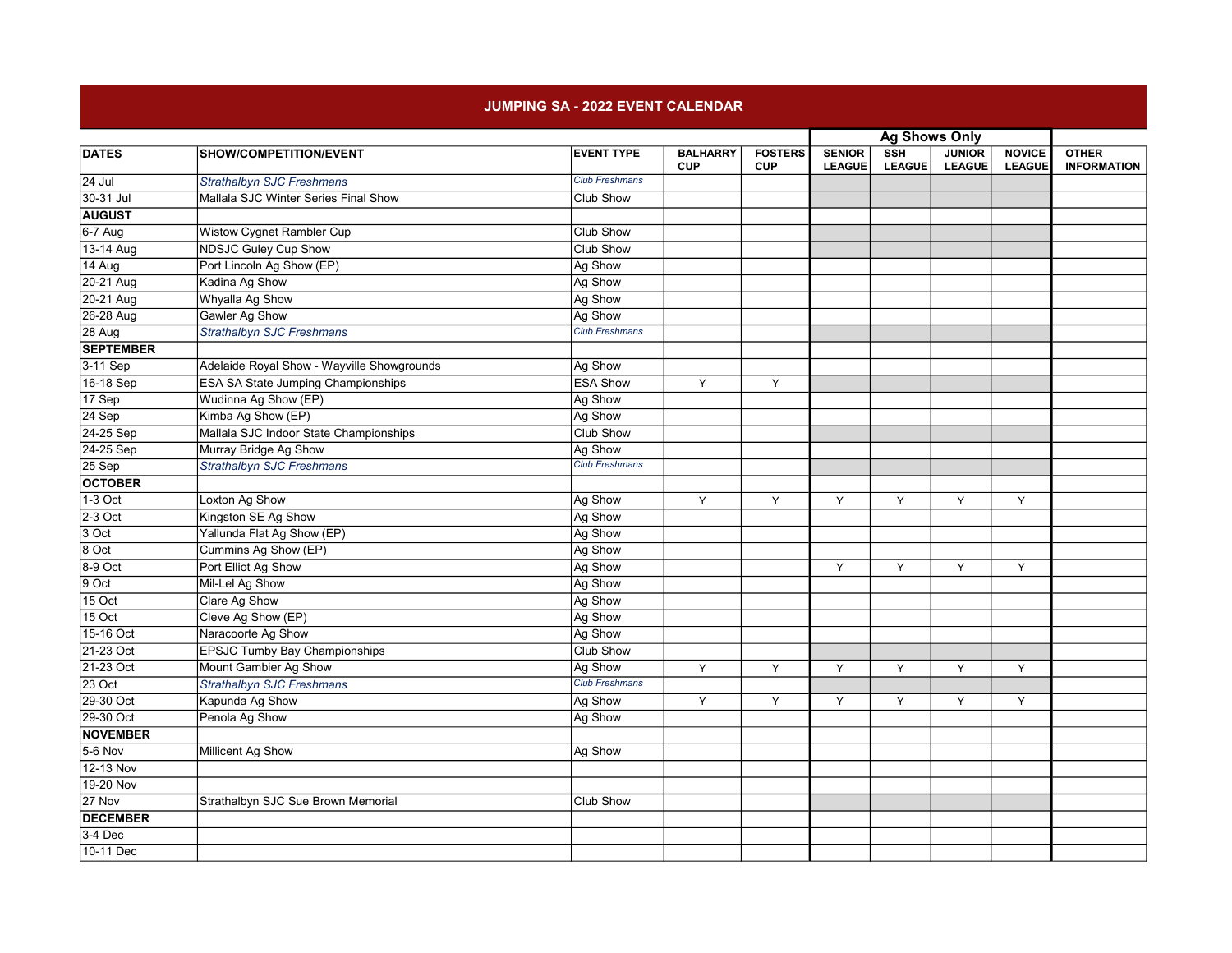# JUMPING SA - 2022 EVENT CALENDAR

| DATES | SHOW/COMPETITION/EVENT | EVENT TYPE | BALHARRY CUP | FOSTERS CUP | Ag Shows Only | | | | OTHER INFORMATION |
|---|---|---|---|---|---|---|---|---|---|
| | | | | | SENIOR LEAGUE | SSH LEAGUE | JUNIOR LEAGUE | NOVICE LEAGUE | |
| 24 Jul | *Strathalbyn SJC Freshmans* | *Club Freshmans* | | | | | | | |
| 30-31 Jul | Mallala SJC Winter Series Final Show | Club Show | | | | | | | |
| **AUGUST** | | | | | | | | | |
| 6-7 Aug | Wistow Cygnet Rambler Cup | Club Show | | | | | | | |
| 13-14 Aug | NDSJC Guley Cup Show | Club Show | | | | | | | |
| 14 Aug | Port Lincoln Ag Show (EP) | Ag Show | | | | | | | |
| 20-21 Aug | Kadina Ag Show | Ag Show | | | | | | | |
| 20-21 Aug | Whyalla Ag Show | Ag Show | | | | | | | |
| 26-28 Aug | Gawler Ag Show | Ag Show | | | | | | | |
| 28 Aug | *Strathalbyn SJC Freshmans* | *Club Freshmans* | | | | | | | |
| **SEPTEMBER** | | | | | | | | | |
| 3-11 Sep | Adelaide Royal Show - Wayville Showgrounds | Ag Show | | | | | | | |
| 16-18 Sep | ESA SA State Jumping Championships | ESA Show | Y | Y | | | | | |
| 17 Sep | Wudinna Ag Show (EP) | Ag Show | | | | | | | |
| 24 Sep | Kimba Ag Show (EP) | Ag Show | | | | | | | |
| 24-25 Sep | Mallala SJC Indoor State Championships | Club Show | | | | | | | |
| 24-25 Sep | Murray Bridge Ag Show | Ag Show | | | | | | | |
| 25 Sep | *Strathalbyn SJC Freshmans* | *Club Freshmans* | | | | | | | |
| **OCTOBER** | | | | | | | | | |
| 1-3 Oct | Loxton Ag Show | Ag Show | Y | Y | Y | Y | Y | Y | |
| 2-3 Oct | Kingston SE Ag Show | Ag Show | | | | | | | |
| 3 Oct | Yallunda Flat Ag Show (EP) | Ag Show | | | | | | | |
| 8 Oct | Cummins Ag Show (EP) | Ag Show | | | | | | | |
| 8-9 Oct | Port Elliot Ag Show | Ag Show | | | Y | Y | Y | Y | |
| 9 Oct | Mil-Lel Ag Show | Ag Show | | | | | | | |
| 15 Oct | Clare Ag Show | Ag Show | | | | | | | |
| 15 Oct | Cleve Ag Show (EP) | Ag Show | | | | | | | |
| 15-16 Oct | Naracoorte Ag Show | Ag Show | | | | | | | |
| 21-23 Oct | EPSJC Tumby Bay Championships | Club Show | | | | | | | |
| 21-23 Oct | Mount Gambier Ag Show | Ag Show | Y | Y | Y | Y | Y | Y | |
| 23 Oct | *Strathalbyn SJC Freshmans* | *Club Freshmans* | | | | | | | |
| 29-30 Oct | Kapunda Ag Show | Ag Show | Y | Y | Y | Y | Y | Y | |
| 29-30 Oct | Penola Ag Show | Ag Show | | | | | | | |
| **NOVEMBER** | | | | | | | | | |
| 5-6 Nov | Millicent Ag Show | Ag Show | | | | | | | |
| 12-13 Nov | | | | | | | | | |
| 19-20 Nov | | | | | | | | | |
| 27 Nov | Strathalbyn SJC Sue Brown Memorial | Club Show | | | | | | | |
| **DECEMBER** | | | | | | | | | |
| 3-4 Dec | | | | | | | | | |
| 10-11 Dec | | | | | | | | | |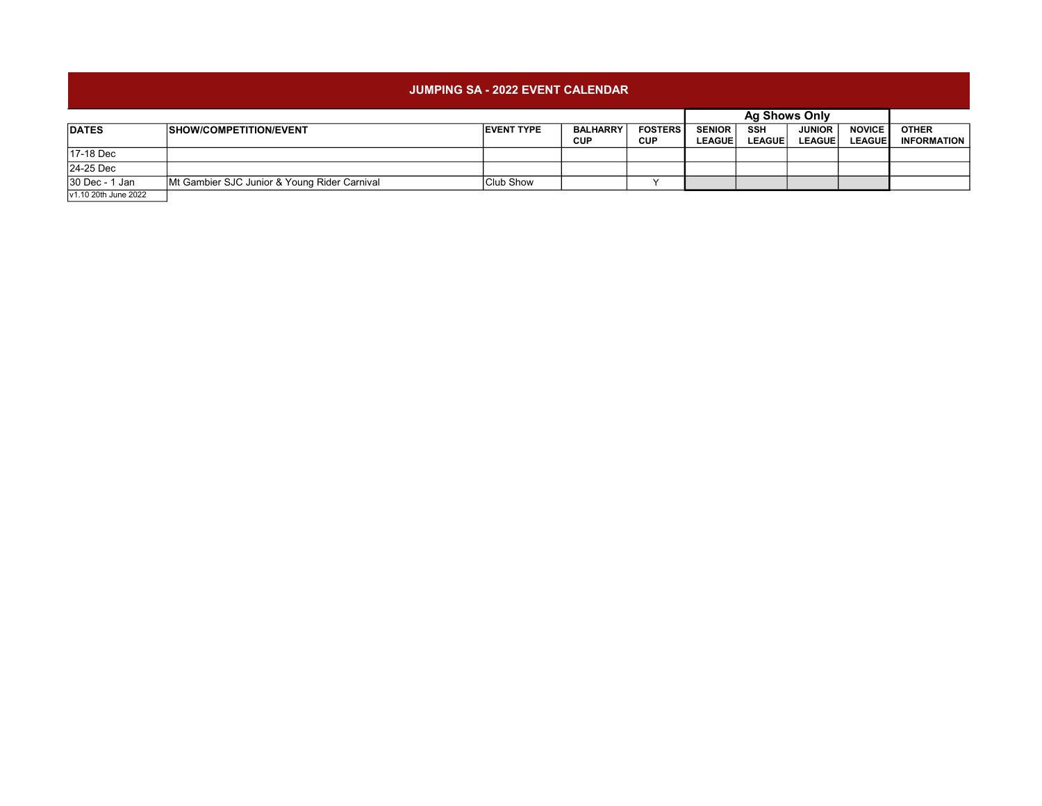## JUMPING SA - 2022 EVENT CALENDAR

| | | | | | Ag Shows Only | | | | |
|---|---|---|---|---|---|---|---|---|---|
| DATES | SHOW/COMPETITION/EVENT | EVENT TYPE | BALHARRY CUP | FOSTERS CUP | SENIOR LEAGUE | SSH LEAGUE | JUNIOR LEAGUE | NOVICE LEAGUE | OTHER INFORMATION |
| 17-18 Dec | | | | | | | | | |
| 24-25 Dec | | | | | | | | | |
| 30 Dec - 1 Jan | Mt Gambier SJC Junior & Young Rider Carnival | Club Show | | Y | | | | | |

v1.10 20th June 2022